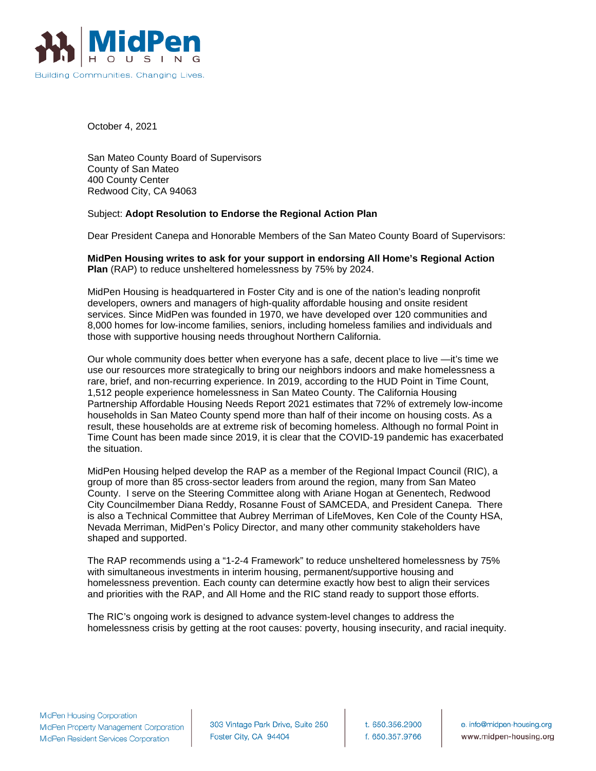October 4, 2021

San Mateo County Board of Supervisors
County of San Mateo
400 County Center
Redwood City, CA 94063

Subject: **Adopt Resolution to Endorse the Regional Action Plan**

Dear President Canepa and Honorable Members of the San Mateo County Board of Supervisors:

**MidPen Housing writes to ask for your support in endorsing All Home's Regional Action Plan** (RAP) to reduce unsheltered homelessness by 75% by 2024.

MidPen Housing is headquartered in Foster City and is one of the nation's leading nonprofit developers, owners and managers of high-quality affordable housing and onsite resident services. Since MidPen was founded in 1970, we have developed over 120 communities and 8,000 homes for low-income families, seniors, including homeless families and individuals and those with supportive housing needs throughout Northern California.

Our whole community does better when everyone has a safe, decent place to live —it's time we use our resources more strategically to bring our neighbors indoors and make homelessness a rare, brief, and non-recurring experience. In 2019, according to the HUD Point in Time Count, 1,512 people experience homelessness in San Mateo County. The California Housing Partnership Affordable Housing Needs Report 2021 estimates that 72% of extremely low-income households in San Mateo County spend more than half of their income on housing costs. As a result, these households are at extreme risk of becoming homeless. Although no formal Point in Time Count has been made since 2019, it is clear that the COVID-19 pandemic has exacerbated the situation.

MidPen Housing helped develop the RAP as a member of the Regional Impact Council (RIC), a group of more than 85 cross-sector leaders from around the region, many from San Mateo County. I serve on the Steering Committee along with Ariane Hogan at Genentech, Redwood City Councilmember Diana Reddy, Rosanne Foust of SAMCEDA, and President Canepa. There is also a Technical Committee that Aubrey Merriman of LifeMoves, Ken Cole of the County HSA, Nevada Merriman, MidPen's Policy Director, and many other community stakeholders have shaped and supported.

The RAP recommends using a "1-2-4 Framework" to reduce unsheltered homelessness by 75% with simultaneous investments in interim housing, permanent/supportive housing and homelessness prevention. Each county can determine exactly how best to align their services and priorities with the RAP, and All Home and the RIC stand ready to support those efforts.

The RIC's ongoing work is designed to advance system-level changes to address the homelessness crisis by getting at the root causes: poverty, housing insecurity, and racial inequity.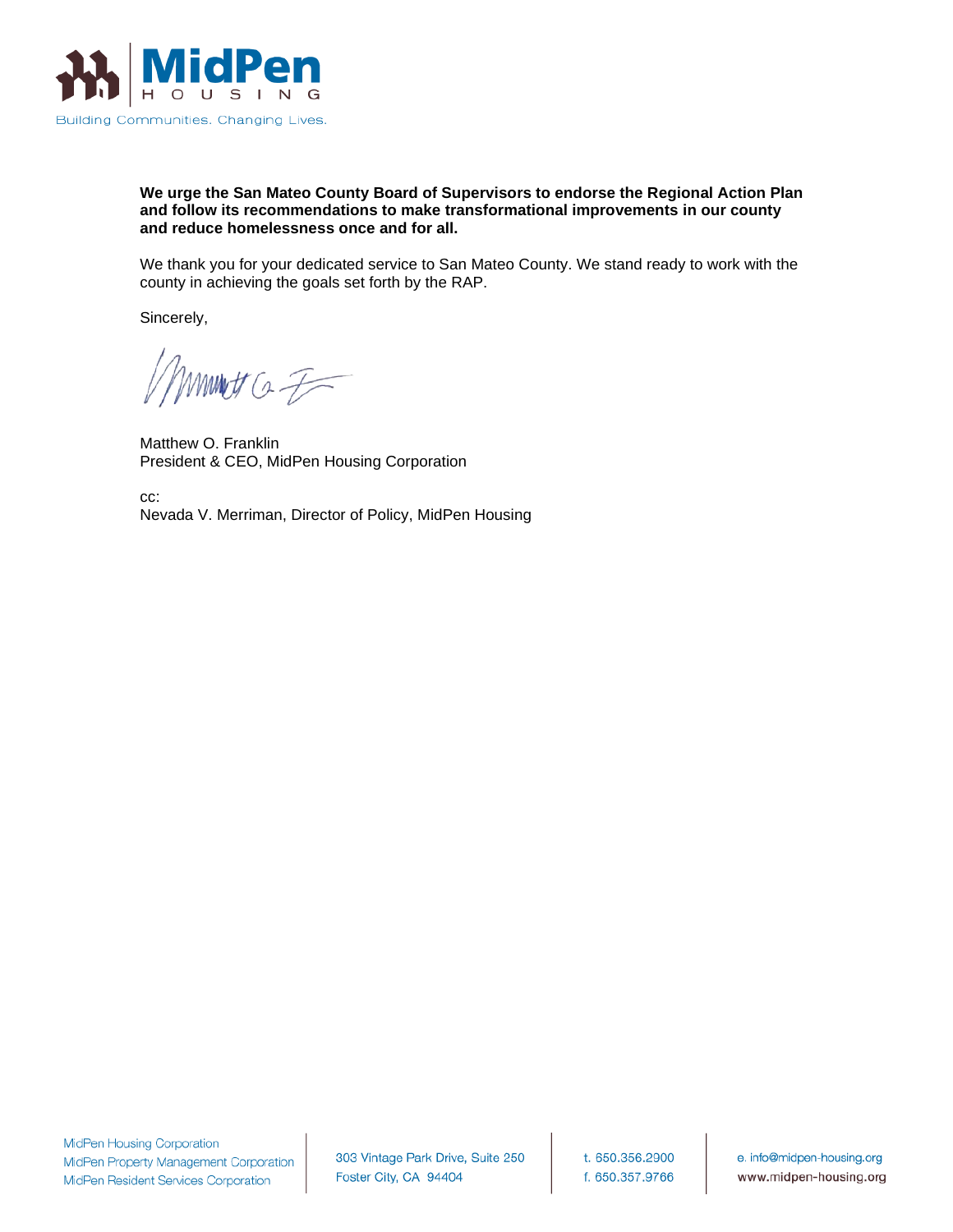**We urge the San Mateo County Board of Supervisors to endorse the Regional Action Plan and follow its recommendations to make transformational improvements in our county and reduce homelessness once and for all.**

We thank you for your dedicated service to San Mateo County. We stand ready to work with the county in achieving the goals set forth by the RAP.

Sincerely,

Matthew O. Franklin
President & CEO, MidPen Housing Corporation

cc:
Nevada V. Merriman, Director of Policy, MidPen Housing